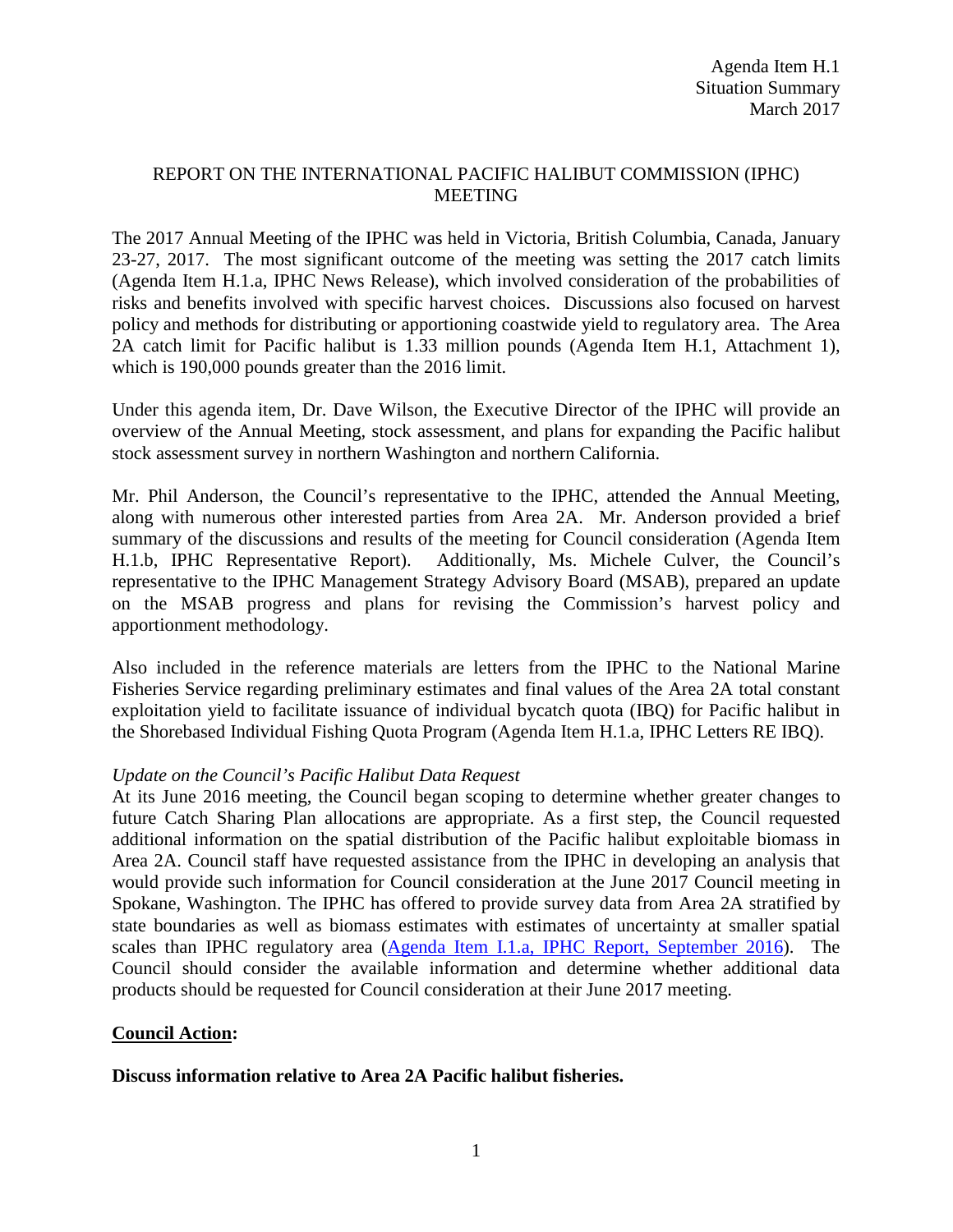Agenda Item H.1
Situation Summary
March 2017

# REPORT ON THE INTERNATIONAL PACIFIC HALIBUT COMMISSION (IPHC) MEETING

The 2017 Annual Meeting of the IPHC was held in Victoria, British Columbia, Canada, January 23-27, 2017. The most significant outcome of the meeting was setting the 2017 catch limits (Agenda Item H.1.a, IPHC News Release), which involved consideration of the probabilities of risks and benefits involved with specific harvest choices. Discussions also focused on harvest policy and methods for distributing or apportioning coastwide yield to regulatory area. The Area 2A catch limit for Pacific halibut is 1.33 million pounds (Agenda Item H.1, Attachment 1), which is 190,000 pounds greater than the 2016 limit.

Under this agenda item, Dr. Dave Wilson, the Executive Director of the IPHC will provide an overview of the Annual Meeting, stock assessment, and plans for expanding the Pacific halibut stock assessment survey in northern Washington and northern California.

Mr. Phil Anderson, the Council's representative to the IPHC, attended the Annual Meeting, along with numerous other interested parties from Area 2A. Mr. Anderson provided a brief summary of the discussions and results of the meeting for Council consideration (Agenda Item H.1.b, IPHC Representative Report). Additionally, Ms. Michele Culver, the Council's representative to the IPHC Management Strategy Advisory Board (MSAB), prepared an update on the MSAB progress and plans for revising the Commission's harvest policy and apportionment methodology.

Also included in the reference materials are letters from the IPHC to the National Marine Fisheries Service regarding preliminary estimates and final values of the Area 2A total constant exploitation yield to facilitate issuance of individual bycatch quota (IBQ) for Pacific halibut in the Shorebased Individual Fishing Quota Program (Agenda Item H.1.a, IPHC Letters RE IBQ).

*Update on the Council's Pacific Halibut Data Request*

At its June 2016 meeting, the Council began scoping to determine whether greater changes to future Catch Sharing Plan allocations are appropriate. As a first step, the Council requested additional information on the spatial distribution of the Pacific halibut exploitable biomass in Area 2A. Council staff have requested assistance from the IPHC in developing an analysis that would provide such information for Council consideration at the June 2017 Council meeting in Spokane, Washington. The IPHC has offered to provide survey data from Area 2A stratified by state boundaries as well as biomass estimates with estimates of uncertainty at smaller spatial scales than IPHC regulatory area (Agenda Item I.1.a, IPHC Report, September 2016). The Council should consider the available information and determine whether additional data products should be requested for Council consideration at their June 2017 meeting.

**Council Action:**

**Discuss information relative to Area 2A Pacific halibut fisheries.**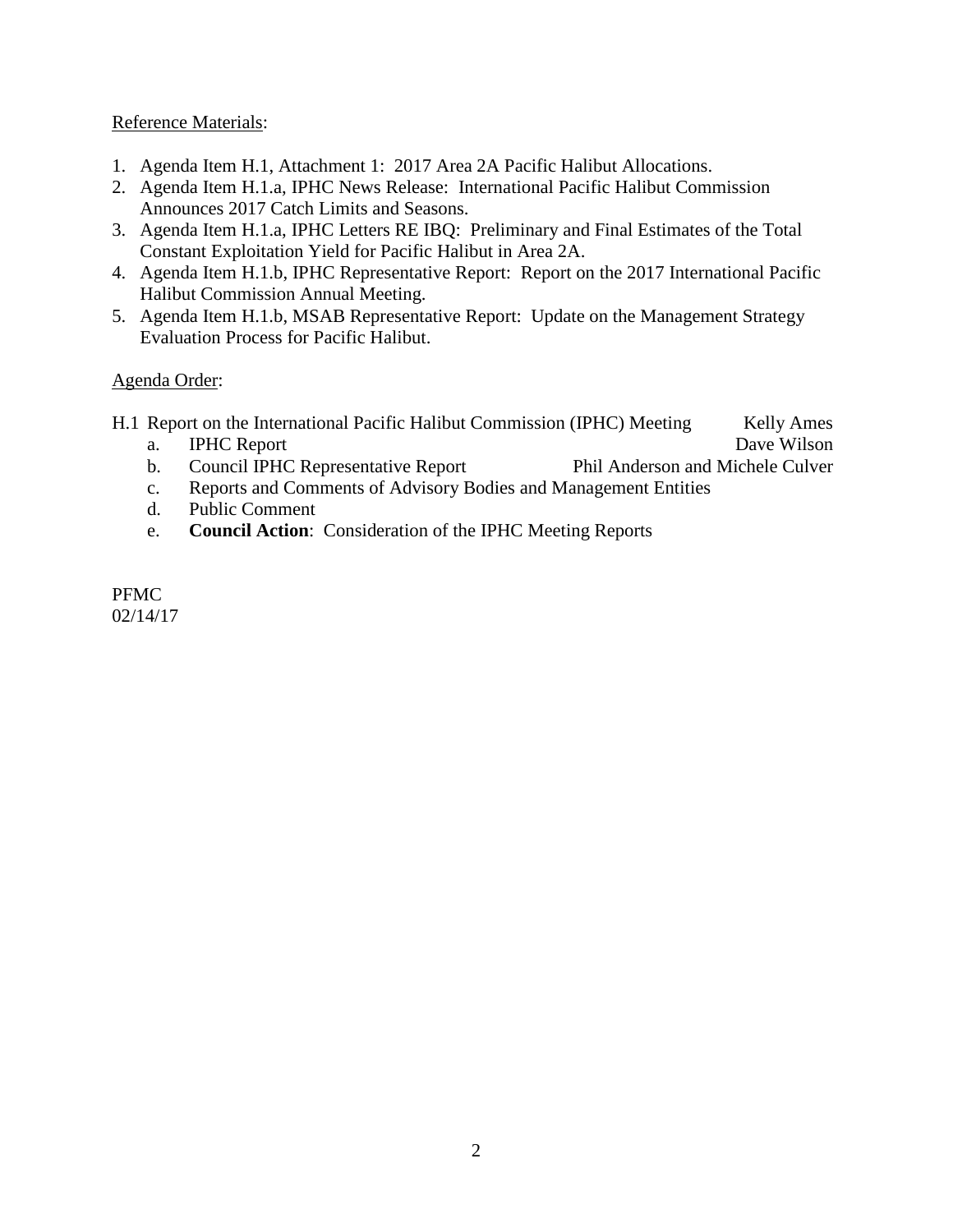<u>Reference Materials</u>:

1. Agenda Item H.1, Attachment 1: 2017 Area 2A Pacific Halibut Allocations.
2. Agenda Item H.1.a, IPHC News Release: International Pacific Halibut Commission Announces 2017 Catch Limits and Seasons.
3. Agenda Item H.1.a, IPHC Letters RE IBQ: Preliminary and Final Estimates of the Total Constant Exploitation Yield for Pacific Halibut in Area 2A.
4. Agenda Item H.1.b, IPHC Representative Report: Report on the 2017 International Pacific Halibut Commission Annual Meeting.
5. Agenda Item H.1.b, MSAB Representative Report: Update on the Management Strategy Evaluation Process for Pacific Halibut.

<u>Agenda Order</u>:

H.1 Report on the International Pacific Halibut Commission (IPHC) Meeting — Kelly Ames

- a. IPHC Report — Dave Wilson
- b. Council IPHC Representative Report — Phil Anderson and Michele Culver
- c. Reports and Comments of Advisory Bodies and Management Entities
- d. Public Comment
- e. **Council Action**: Consideration of the IPHC Meeting Reports

PFMC
02/14/17